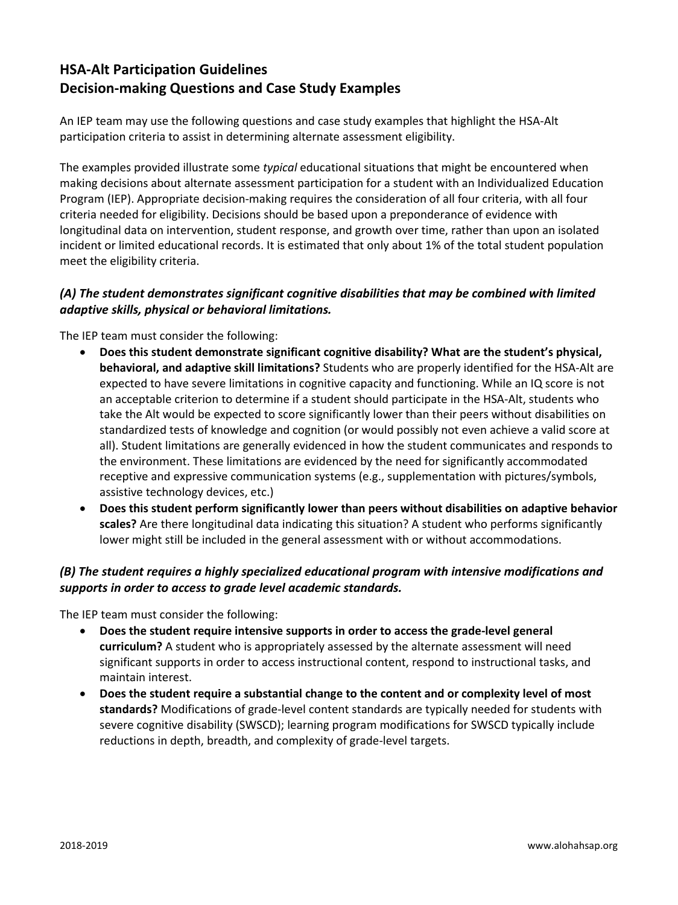# HSA-Alt Participation Guidelines
# Decision-making Questions and Case Study Examples

An IEP team may use the following questions and case study examples that highlight the HSA-Alt participation criteria to assist in determining alternate assessment eligibility.

The examples provided illustrate some *typical* educational situations that might be encountered when making decisions about alternate assessment participation for a student with an Individualized Education Program (IEP). Appropriate decision-making requires the consideration of all four criteria, with all four criteria needed for eligibility. Decisions should be based upon a preponderance of evidence with longitudinal data on intervention, student response, and growth over time, rather than upon an isolated incident or limited educational records. It is estimated that only about 1% of the total student population meet the eligibility criteria.

### *(A) The student demonstrates significant cognitive disabilities that may be combined with limited adaptive skills, physical or behavioral limitations.*

The IEP team must consider the following:

- **Does this student demonstrate significant cognitive disability? What are the student's physical, behavioral, and adaptive skill limitations?** Students who are properly identified for the HSA-Alt are expected to have severe limitations in cognitive capacity and functioning. While an IQ score is not an acceptable criterion to determine if a student should participate in the HSA-Alt, students who take the Alt would be expected to score significantly lower than their peers without disabilities on standardized tests of knowledge and cognition (or would possibly not even achieve a valid score at all). Student limitations are generally evidenced in how the student communicates and responds to the environment. These limitations are evidenced by the need for significantly accommodated receptive and expressive communication systems (e.g., supplementation with pictures/symbols, assistive technology devices, etc.)
- **Does this student perform significantly lower than peers without disabilities on adaptive behavior scales?** Are there longitudinal data indicating this situation? A student who performs significantly lower might still be included in the general assessment with or without accommodations.

### *(B) The student requires a highly specialized educational program with intensive modifications and supports in order to access to grade level academic standards.*

The IEP team must consider the following:

- **Does the student require intensive supports in order to access the grade-level general curriculum?** A student who is appropriately assessed by the alternate assessment will need significant supports in order to access instructional content, respond to instructional tasks, and maintain interest.
- **Does the student require a substantial change to the content and or complexity level of most standards?** Modifications of grade-level content standards are typically needed for students with severe cognitive disability (SWSCD); learning program modifications for SWSCD typically include reductions in depth, breadth, and complexity of grade-level targets.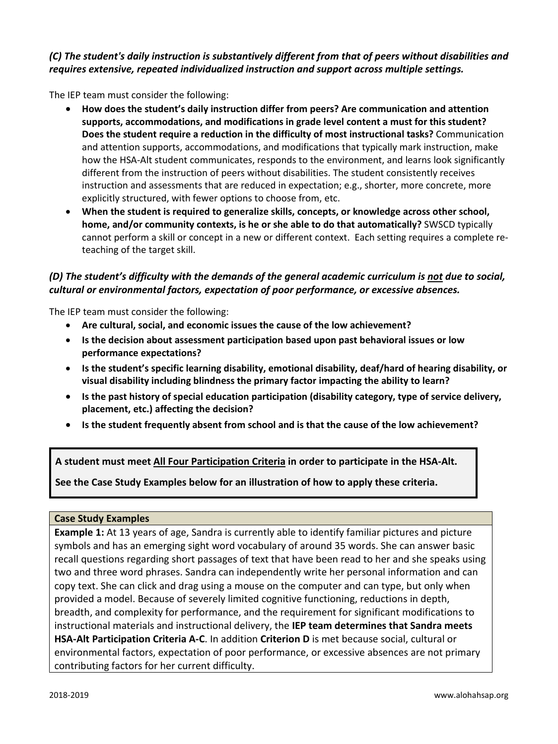***(C) The student's daily instruction is substantively different from that of peers without disabilities and requires extensive, repeated individualized instruction and support across multiple settings.***

The IEP team must consider the following:

- **How does the student's daily instruction differ from peers? Are communication and attention supports, accommodations, and modifications in grade level content a must for this student? Does the student require a reduction in the difficulty of most instructional tasks?** Communication and attention supports, accommodations, and modifications that typically mark instruction, make how the HSA-Alt student communicates, responds to the environment, and learns look significantly different from the instruction of peers without disabilities. The student consistently receives instruction and assessments that are reduced in expectation; e.g., shorter, more concrete, more explicitly structured, with fewer options to choose from, etc.
- **When the student is required to generalize skills, concepts, or knowledge across other school, home, and/or community contexts, is he or she able to do that automatically?** SWSCD typically cannot perform a skill or concept in a new or different context. Each setting requires a complete re-teaching of the target skill.

***(D) The student's difficulty with the demands of the general academic curriculum is <u>not</u> due to social, cultural or environmental factors, expectation of poor performance, or excessive absences.***

The IEP team must consider the following:

- **Are cultural, social, and economic issues the cause of the low achievement?**
- **Is the decision about assessment participation based upon past behavioral issues or low performance expectations?**
- **Is the student's specific learning disability, emotional disability, deaf/hard of hearing disability, or visual disability including blindness the primary factor impacting the ability to learn?**
- **Is the past history of special education participation (disability category, type of service delivery, placement, etc.) affecting the decision?**
- **Is the student frequently absent from school and is that the cause of the low achievement?**

**A student must meet <u>All Four Participation Criteria</u> in order to participate in the HSA-Alt.**

**See the Case Study Examples below for an illustration of how to apply these criteria.**

| **Case Study Examples** |
| --- |
| **Example 1:** At 13 years of age, Sandra is currently able to identify familiar pictures and picture symbols and has an emerging sight word vocabulary of around 35 words. She can answer basic recall questions regarding short passages of text that have been read to her and she speaks using two and three word phrases. Sandra can independently write her personal information and can copy text. She can click and drag using a mouse on the computer and can type, but only when provided a model. Because of severely limited cognitive functioning, reductions in depth, breadth, and complexity for performance, and the requirement for significant modifications to instructional materials and instructional delivery, the **IEP team determines that Sandra meets HSA-Alt Participation Criteria A-C**. In addition **Criterion D** is met because social, cultural or environmental factors, expectation of poor performance, or excessive absences are not primary contributing factors for her current difficulty. |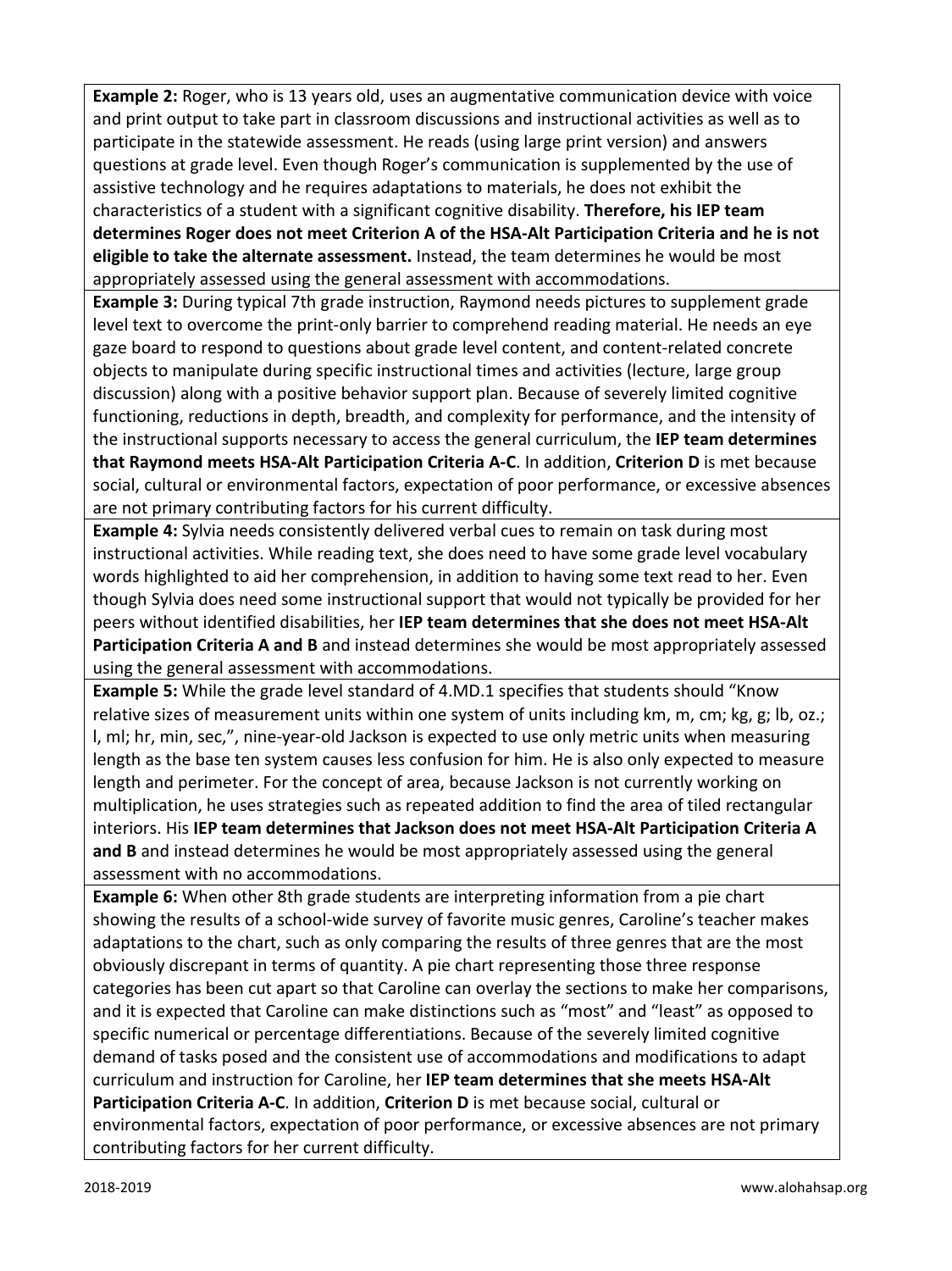**Example 2:** Roger, who is 13 years old, uses an augmentative communication device with voice and print output to take part in classroom discussions and instructional activities as well as to participate in the statewide assessment. He reads (using large print version) and answers questions at grade level. Even though Roger's communication is supplemented by the use of assistive technology and he requires adaptations to materials, he does not exhibit the characteristics of a student with a significant cognitive disability. **Therefore, his IEP team determines Roger does not meet Criterion A of the HSA-Alt Participation Criteria and he is not eligible to take the alternate assessment.** Instead, the team determines he would be most appropriately assessed using the general assessment with accommodations.

**Example 3:** During typical 7th grade instruction, Raymond needs pictures to supplement grade level text to overcome the print-only barrier to comprehend reading material. He needs an eye gaze board to respond to questions about grade level content, and content-related concrete objects to manipulate during specific instructional times and activities (lecture, large group discussion) along with a positive behavior support plan. Because of severely limited cognitive functioning, reductions in depth, breadth, and complexity for performance, and the intensity of the instructional supports necessary to access the general curriculum, the **IEP team determines that Raymond meets HSA-Alt Participation Criteria A-C**. In addition, **Criterion D** is met because social, cultural or environmental factors, expectation of poor performance, or excessive absences are not primary contributing factors for his current difficulty.

**Example 4:** Sylvia needs consistently delivered verbal cues to remain on task during most instructional activities. While reading text, she does need to have some grade level vocabulary words highlighted to aid her comprehension, in addition to having some text read to her. Even though Sylvia does need some instructional support that would not typically be provided for her peers without identified disabilities, her **IEP team determines that she does not meet HSA-Alt Participation Criteria A and B** and instead determines she would be most appropriately assessed using the general assessment with accommodations.

**Example 5:** While the grade level standard of 4.MD.1 specifies that students should "Know relative sizes of measurement units within one system of units including km, m, cm; kg, g; lb, oz.; l, ml; hr, min, sec,", nine-year-old Jackson is expected to use only metric units when measuring length as the base ten system causes less confusion for him. He is also only expected to measure length and perimeter. For the concept of area, because Jackson is not currently working on multiplication, he uses strategies such as repeated addition to find the area of tiled rectangular interiors. His **IEP team determines that Jackson does not meet HSA-Alt Participation Criteria A and B** and instead determines he would be most appropriately assessed using the general assessment with no accommodations.

**Example 6:** When other 8th grade students are interpreting information from a pie chart showing the results of a school-wide survey of favorite music genres, Caroline's teacher makes adaptations to the chart, such as only comparing the results of three genres that are the most obviously discrepant in terms of quantity. A pie chart representing those three response categories has been cut apart so that Caroline can overlay the sections to make her comparisons, and it is expected that Caroline can make distinctions such as "most" and "least" as opposed to specific numerical or percentage differentiations. Because of the severely limited cognitive demand of tasks posed and the consistent use of accommodations and modifications to adapt curriculum and instruction for Caroline, her **IEP team determines that she meets HSA-Alt Participation Criteria A-C**. In addition, **Criterion D** is met because social, cultural or environmental factors, expectation of poor performance, or excessive absences are not primary contributing factors for her current difficulty.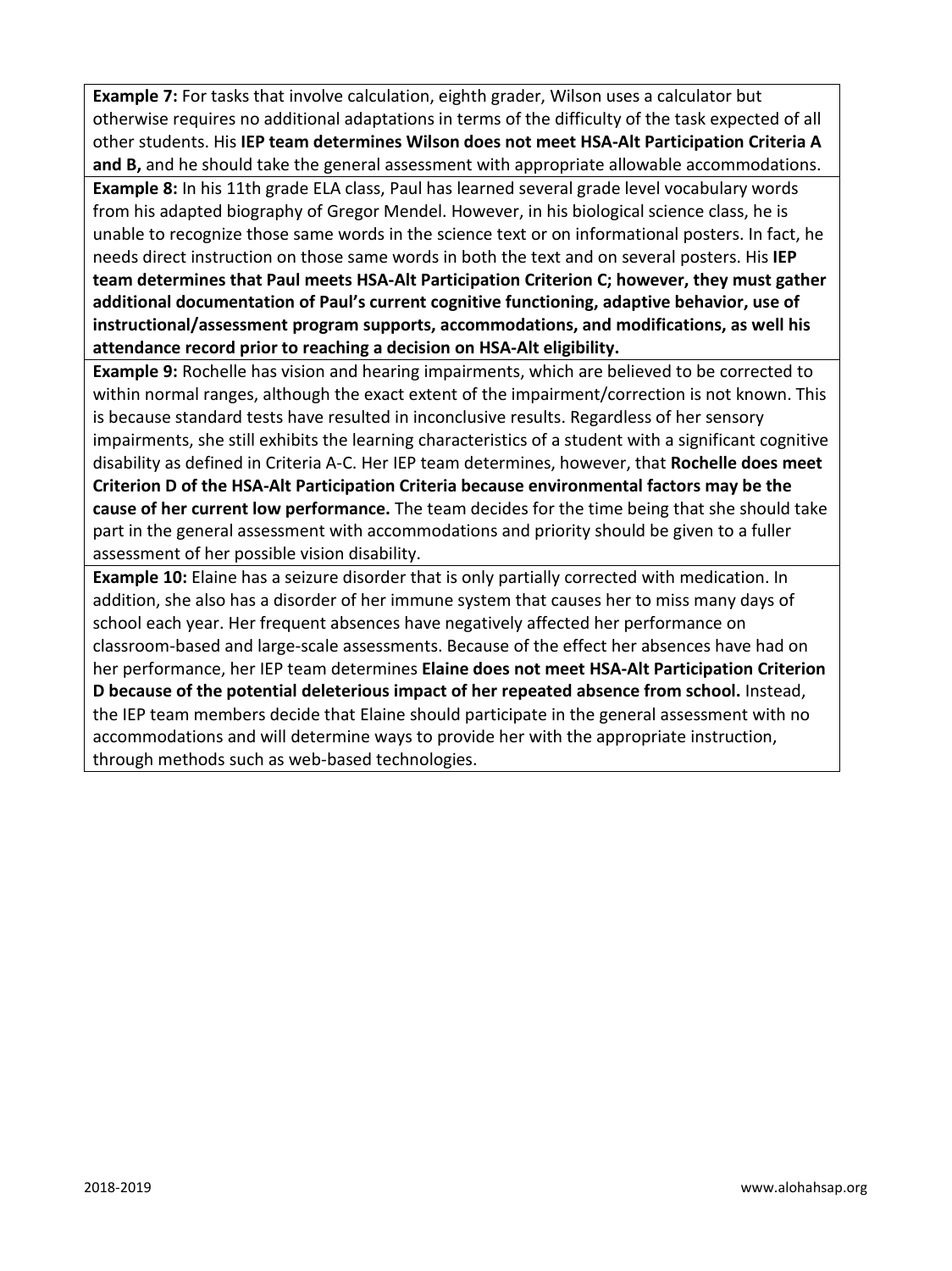**Example 7:** For tasks that involve calculation, eighth grader, Wilson uses a calculator but otherwise requires no additional adaptations in terms of the difficulty of the task expected of all other students. His **IEP team determines Wilson does not meet HSA-Alt Participation Criteria A and B,** and he should take the general assessment with appropriate allowable accommodations.

**Example 8:** In his 11th grade ELA class, Paul has learned several grade level vocabulary words from his adapted biography of Gregor Mendel. However, in his biological science class, he is unable to recognize those same words in the science text or on informational posters. In fact, he needs direct instruction on those same words in both the text and on several posters. His **IEP team determines that Paul meets HSA-Alt Participation Criterion C; however, they must gather additional documentation of Paul's current cognitive functioning, adaptive behavior, use of instructional/assessment program supports, accommodations, and modifications, as well his attendance record prior to reaching a decision on HSA-Alt eligibility.**

**Example 9:** Rochelle has vision and hearing impairments, which are believed to be corrected to within normal ranges, although the exact extent of the impairment/correction is not known. This is because standard tests have resulted in inconclusive results. Regardless of her sensory impairments, she still exhibits the learning characteristics of a student with a significant cognitive disability as defined in Criteria A-C. Her IEP team determines, however, that **Rochelle does meet Criterion D of the HSA-Alt Participation Criteria because environmental factors may be the cause of her current low performance.** The team decides for the time being that she should take part in the general assessment with accommodations and priority should be given to a fuller assessment of her possible vision disability.

**Example 10:** Elaine has a seizure disorder that is only partially corrected with medication. In addition, she also has a disorder of her immune system that causes her to miss many days of school each year. Her frequent absences have negatively affected her performance on classroom-based and large-scale assessments. Because of the effect her absences have had on her performance, her IEP team determines **Elaine does not meet HSA-Alt Participation Criterion D because of the potential deleterious impact of her repeated absence from school.** Instead, the IEP team members decide that Elaine should participate in the general assessment with no accommodations and will determine ways to provide her with the appropriate instruction, through methods such as web-based technologies.